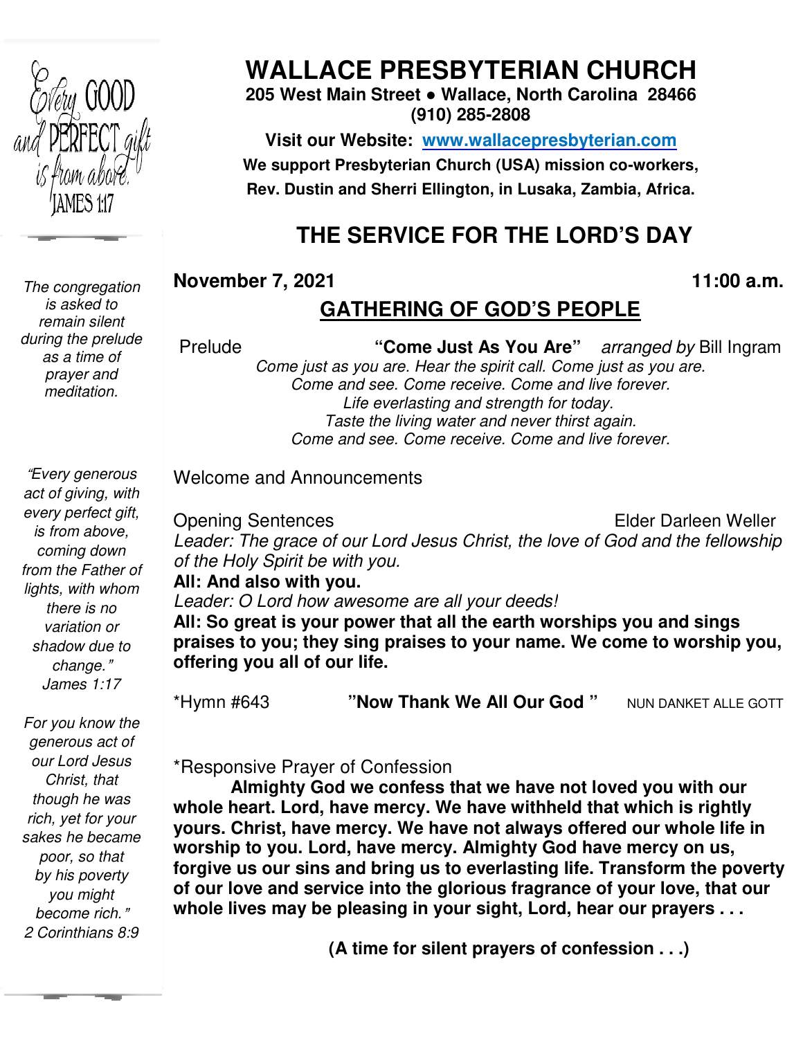Every GOOD and PERFECT gift is from above. JAMES 1:17

*The congregation is asked to remain silent during the prelude as a time of prayer and meditation.*

*"Every generous act of giving, with every perfect gift, is from above, coming down from the Father of lights, with whom there is no variation or shadow due to change." James 1:17*

*For you know the generous act of our Lord Jesus Christ, that though he was rich, yet for your sakes he became poor, so that by his poverty you might become rich." 2 Corinthians 8:9*

# WALLACE PRESBYTERIAN CHURCH

**205 West Main Street ● Wallace, North Carolina 28466**
**(910) 285-2808**

**Visit our Website: [www.wallacepresbyterian.com](http://www.wallacepresbyterian.com)**

**We support Presbyterian Church (USA) mission co-workers, Rev. Dustin and Sherri Ellington, in Lusaka, Zambia, Africa.**

## THE SERVICE FOR THE LORD'S DAY

**November 7, 2021** **11:00 a.m.**

## GATHERING OF GOD'S PEOPLE

Prelude **"Come Just As You Are"** *arranged by* Bill Ingram

*Come just as you are. Hear the spirit call. Come just as you are.*
*Come and see. Come receive. Come and live forever.*
*Life everlasting and strength for today.*
*Taste the living water and never thirst again.*
*Come and see. Come receive. Come and live forever.*

Welcome and Announcements

Opening Sentences Elder Darleen Weller

*Leader: The grace of our Lord Jesus Christ, the love of God and the fellowship of the Holy Spirit be with you.*

**All: And also with you.**

*Leader: O Lord how awesome are all your deeds!*

**All: So great is your power that all the earth worships you and sings praises to you; they sing praises to your name. We come to worship you, offering you all of our life.**

*Hymn #643 **"Now Thank We All Our God"** NUN DANKET ALLE GOTT

*Responsive Prayer of Confession

**Almighty God we confess that we have not loved you with our whole heart. Lord, have mercy. We have withheld that which is rightly yours. Christ, have mercy. We have not always offered our whole life in worship to you. Lord, have mercy. Almighty God have mercy on us, forgive us our sins and bring us to everlasting life. Transform the poverty of our love and service into the glorious fragrance of your love, that our whole lives may be pleasing in your sight, Lord, hear our prayers . . .**

**(A time for silent prayers of confession . . .)**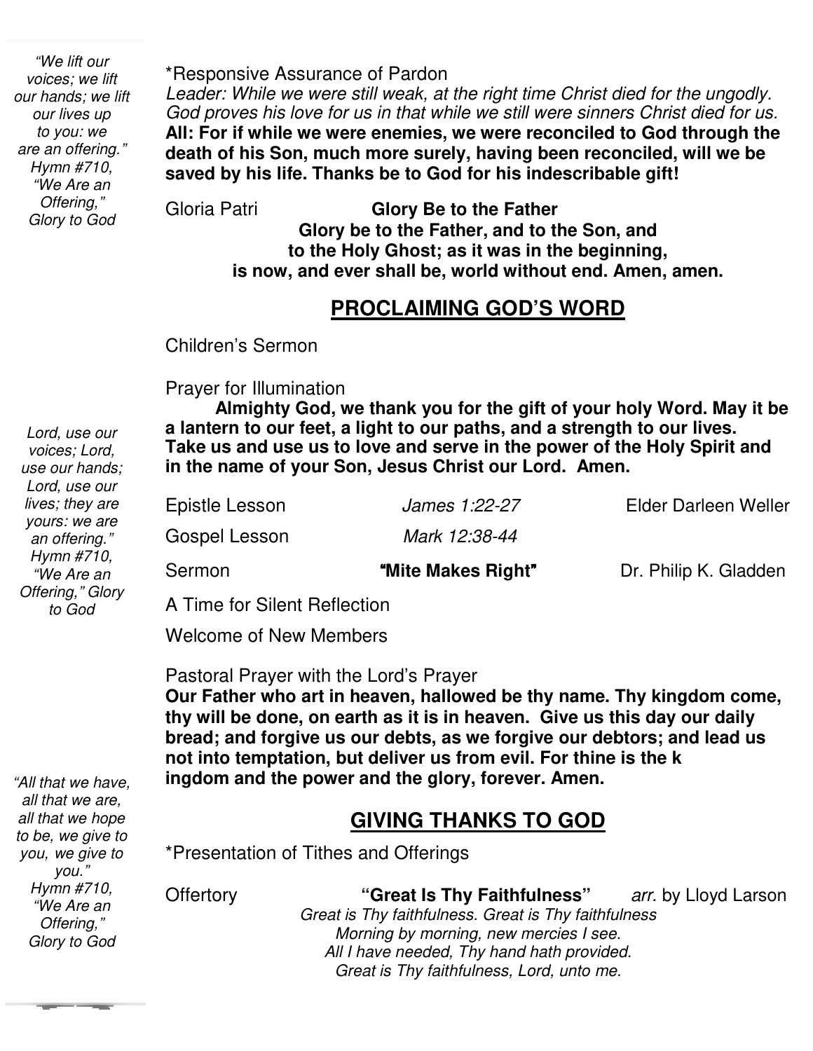*"We lift our voices; we lift our hands; we lift our lives up to you: we are an offering." Hymn #710, "We Are an Offering," Glory to God*

*Responsive Assurance of Pardon

*Leader: While we were still weak, at the right time Christ died for the ungodly. God proves his love for us in that while we still were sinners Christ died for us.*

**All: For if while we were enemies, we were reconciled to God through the death of his Son, much more surely, having been reconciled, will we be saved by his life. Thanks be to God for his indescribable gift!**

Gloria Patri **Glory Be to the Father**

**Glory be to the Father, and to the Son, and to the Holy Ghost; as it was in the beginning, is now, and ever shall be, world without end. Amen, amen.**

## PROCLAIMING GOD'S WORD

Children's Sermon

Prayer for Illumination

**Almighty God, we thank you for the gift of your holy Word. May it be a lantern to our feet, a light to our paths, and a strength to our lives. Take us and use us to love and serve in the power of the Holy Spirit and in the name of your Son, Jesus Christ our Lord. Amen.**

*Lord, use our voices; Lord, use our hands; Lord, use our lives; they are yours: we are an offering." Hymn #710, "We Are an Offering," Glory to God*

Epistle Lesson *James 1:22-27* Elder Darleen Weller

Gospel Lesson *Mark 12:38-44*

Sermon **"Mite Makes Right"** Dr. Philip K. Gladden

A Time for Silent Reflection

Welcome of New Members

Pastoral Prayer with the Lord's Prayer

**Our Father who art in heaven, hallowed be thy name. Thy kingdom come, thy will be done, on earth as it is in heaven. Give us this day our daily bread; and forgive us our debts, as we forgive our debtors; and lead us not into temptation, but deliver us from evil. For thine is the k ingdom and the power and the glory, forever. Amen.**

*"All that we have, all that we are, all that we hope to be, we give to you, we give to you." Hymn #710, "We Are an Offering," Glory to God*

## GIVING THANKS TO GOD

*Presentation of Tithes and Offerings

Offertory **"Great Is Thy Faithfulness"** *arr.* by Lloyd Larson

*Great is Thy faithfulness. Great is Thy faithfulness*
*Morning by morning, new mercies I see.*
*All I have needed, Thy hand hath provided.*
*Great is Thy faithfulness, Lord, unto me.*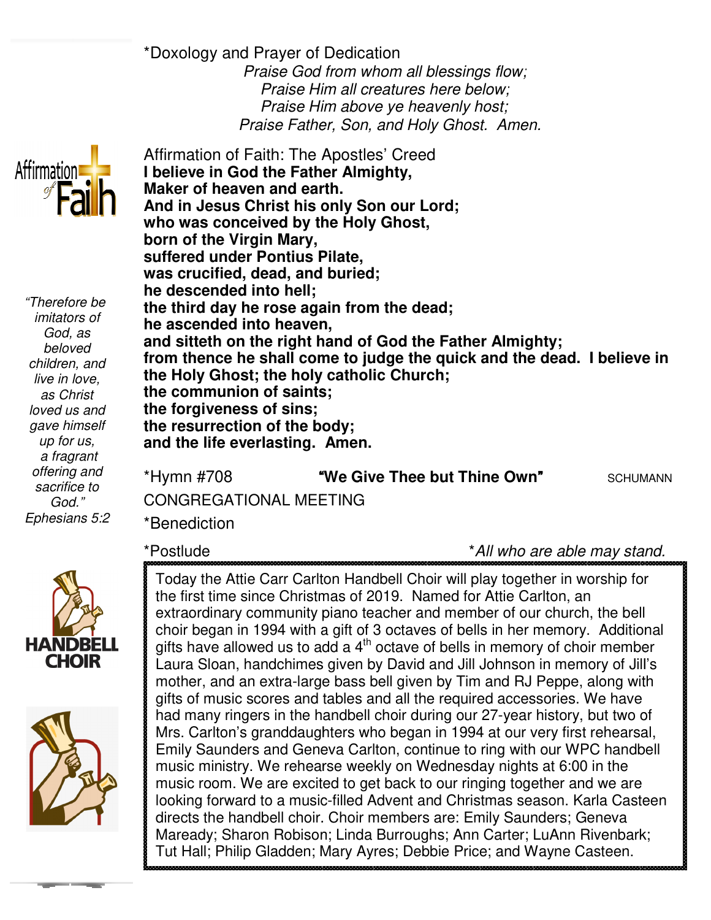*Doxology and Prayer of Dedication

*Praise God from whom all blessings flow;*
*Praise Him all creatures here below;*
*Praise Him above ye heavenly host;*
*Praise Father, Son, and Holy Ghost. Amen.*

Affirmation of Faith: The Apostles' Creed

**I believe in God the Father Almighty,**
**Maker of heaven and earth.**
**And in Jesus Christ his only Son our Lord;**
**who was conceived by the Holy Ghost,**
**born of the Virgin Mary,**
**suffered under Pontius Pilate,**
**was crucified, dead, and buried;**
**he descended into hell;**
**the third day he rose again from the dead;**
**he ascended into heaven,**
**and sitteth on the right hand of God the Father Almighty;**
**from thence he shall come to judge the quick and the dead. I believe in the Holy Ghost; the holy catholic Church;**
**the communion of saints;**
**the forgiveness of sins;**
**the resurrection of the body;**
**and the life everlasting. Amen.**

*"Therefore be imitators of God, as beloved children, and live in love, as Christ loved us and gave himself up for us, a fragrant offering and sacrifice to God." Ephesians 5:2*

*Hymn #708 **"We Give Thee but Thine Own"** SCHUMANN

CONGREGATIONAL MEETING

*Benediction

*Postlude

**All who are able may stand.*

Today the Attie Carr Carlton Handbell Choir will play together in worship for the first time since Christmas of 2019. Named for Attie Carlton, an extraordinary community piano teacher and member of our church, the bell choir began in 1994 with a gift of 3 octaves of bells in her memory. Additional gifts have allowed us to add a 4th octave of bells in memory of choir member Laura Sloan, handchimes given by David and Jill Johnson in memory of Jill's mother, and an extra-large bass bell given by Tim and RJ Peppe, along with gifts of music scores and tables and all the required accessories. We have had many ringers in the handbell choir during our 27-year history, but two of Mrs. Carlton's granddaughters who began in 1994 at our very first rehearsal, Emily Saunders and Geneva Carlton, continue to ring with our WPC handbell music ministry. We rehearse weekly on Wednesday nights at 6:00 in the music room. We are excited to get back to our ringing together and we are looking forward to a music-filled Advent and Christmas season. Karla Casteen directs the handbell choir. Choir members are: Emily Saunders; Geneva Maready; Sharon Robison; Linda Burroughs; Ann Carter; LuAnn Rivenbark; Tut Hall; Philip Gladden; Mary Ayres; Debbie Price; and Wayne Casteen.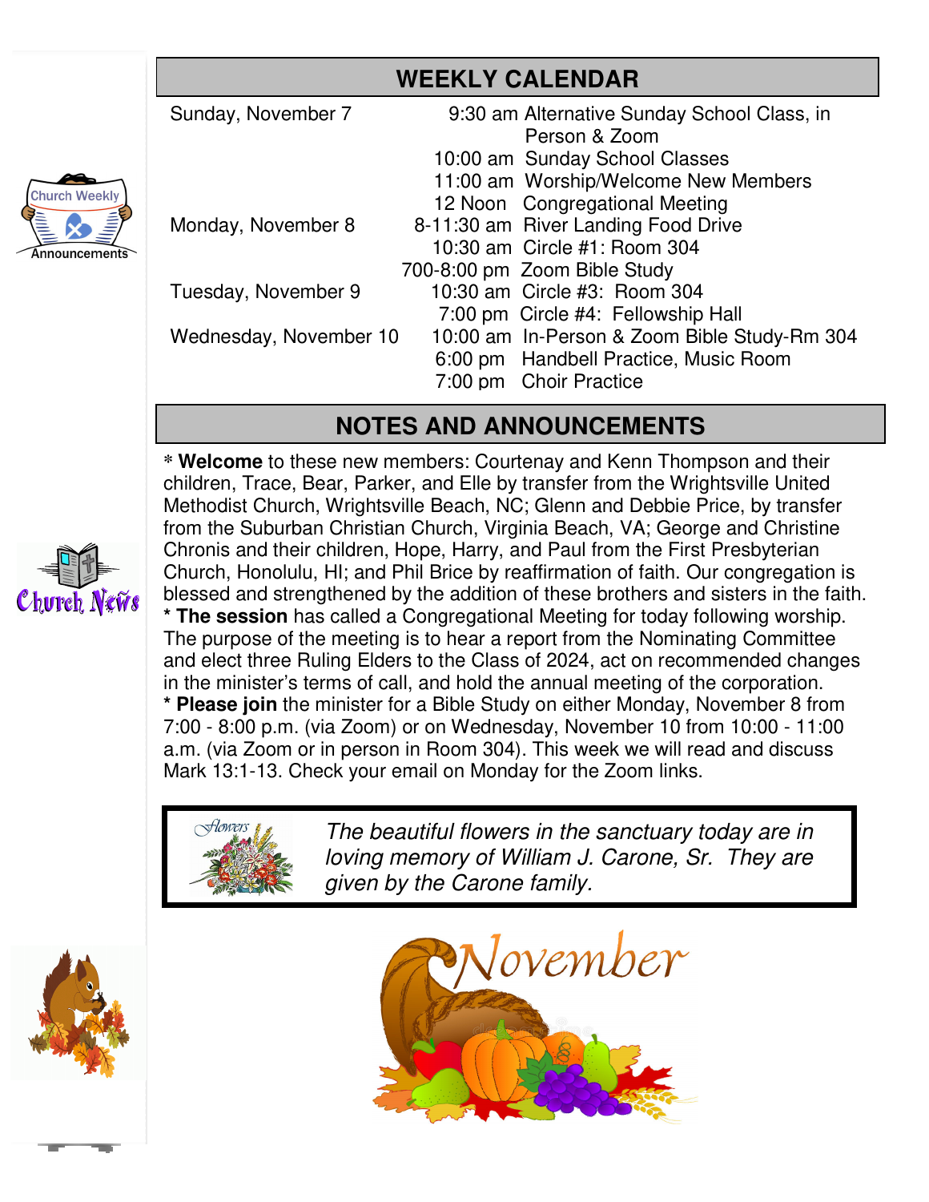## WEEKLY CALENDAR

| | | |
|---|---|---|
| Sunday, November 7 | 9:30 am | Alternative Sunday School Class, in Person & Zoom |
| | 10:00 am | Sunday School Classes |
| | 11:00 am | Worship/Welcome New Members |
| | 12 Noon | Congregational Meeting |
| Monday, November 8 | 8-11:30 am | River Landing Food Drive |
| | 10:30 am | Circle #1: Room 304 |
| | 700-8:00 pm | Zoom Bible Study |
| Tuesday, November 9 | 10:30 am | Circle #3: Room 304 |
| | 7:00 pm | Circle #4: Fellowship Hall |
| Wednesday, November 10 | 10:00 am | In-Person & Zoom Bible Study-Rm 304 |
| | 6:00 pm | Handbell Practice, Music Room |
| | 7:00 pm | Choir Practice |

## NOTES AND ANNOUNCEMENTS

* **Welcome** to these new members: Courtenay and Kenn Thompson and their children, Trace, Bear, Parker, and Elle by transfer from the Wrightsville United Methodist Church, Wrightsville Beach, NC; Glenn and Debbie Price, by transfer from the Suburban Christian Church, Virginia Beach, VA; George and Christine Chronis and their children, Hope, Harry, and Paul from the First Presbyterian Church, Honolulu, HI; and Phil Brice by reaffirmation of faith. Our congregation is blessed and strengthened by the addition of these brothers and sisters in the faith.

* **The session** has called a Congregational Meeting for today following worship. The purpose of the meeting is to hear a report from the Nominating Committee and elect three Ruling Elders to the Class of 2024, act on recommended changes in the minister's terms of call, and hold the annual meeting of the corporation.

* **Please join** the minister for a Bible Study on either Monday, November 8 from 7:00 - 8:00 p.m. (via Zoom) or on Wednesday, November 10 from 10:00 - 11:00 a.m. (via Zoom or in person in Room 304). This week we will read and discuss Mark 13:1-13. Check your email on Monday for the Zoom links.

*The beautiful flowers in the sanctuary today are in loving memory of William J. Carone, Sr. They are given by the Carone family.*